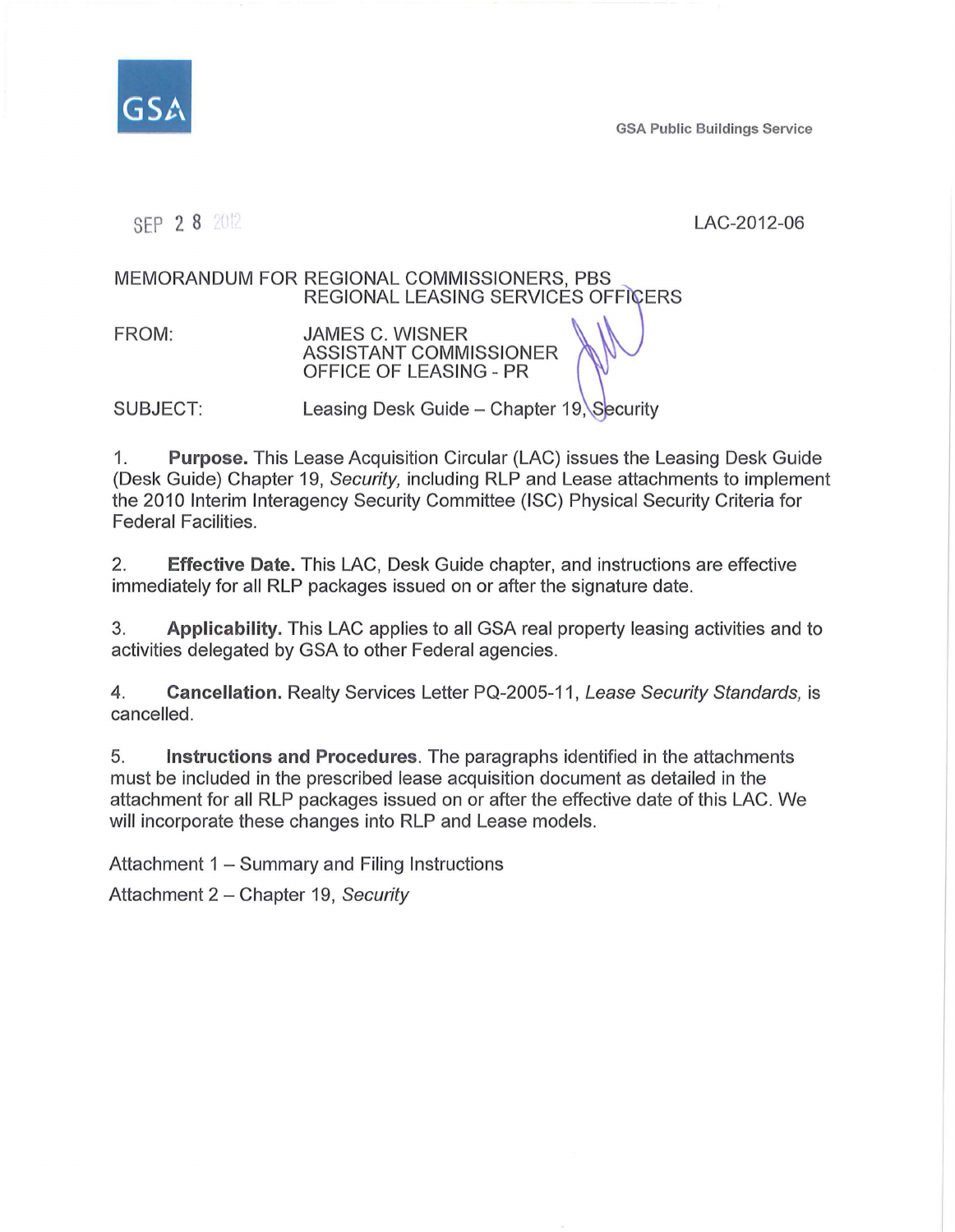GSA

GSA Public Buildings Service

SEP 2 8 2012

LAC-2012-06

MEMORANDUM FOR REGIONAL COMMISSIONERS, PBS
REGIONAL LEASING SERVICES OFFICERS

FROM: JAMES C. WISNER
ASSISTANT COMMISSIONER
OFFICE OF LEASING - PR

SUBJECT: Leasing Desk Guide – Chapter 19, Security

1. **Purpose.** This Lease Acquisition Circular (LAC) issues the Leasing Desk Guide (Desk Guide) Chapter 19, *Security,* including RLP and Lease attachments to implement the 2010 Interim Interagency Security Committee (ISC) Physical Security Criteria for Federal Facilities.

2. **Effective Date.** This LAC, Desk Guide chapter, and instructions are effective immediately for all RLP packages issued on or after the signature date.

3. **Applicability.** This LAC applies to all GSA real property leasing activities and to activities delegated by GSA to other Federal agencies.

4. **Cancellation.** Realty Services Letter PQ-2005-11, *Lease Security Standards,* is cancelled.

5. **Instructions and Procedures**. The paragraphs identified in the attachments must be included in the prescribed lease acquisition document as detailed in the attachment for all RLP packages issued on or after the effective date of this LAC. We will incorporate these changes into RLP and Lease models.

Attachment 1 – Summary and Filing Instructions

Attachment 2 – Chapter 19, *Security*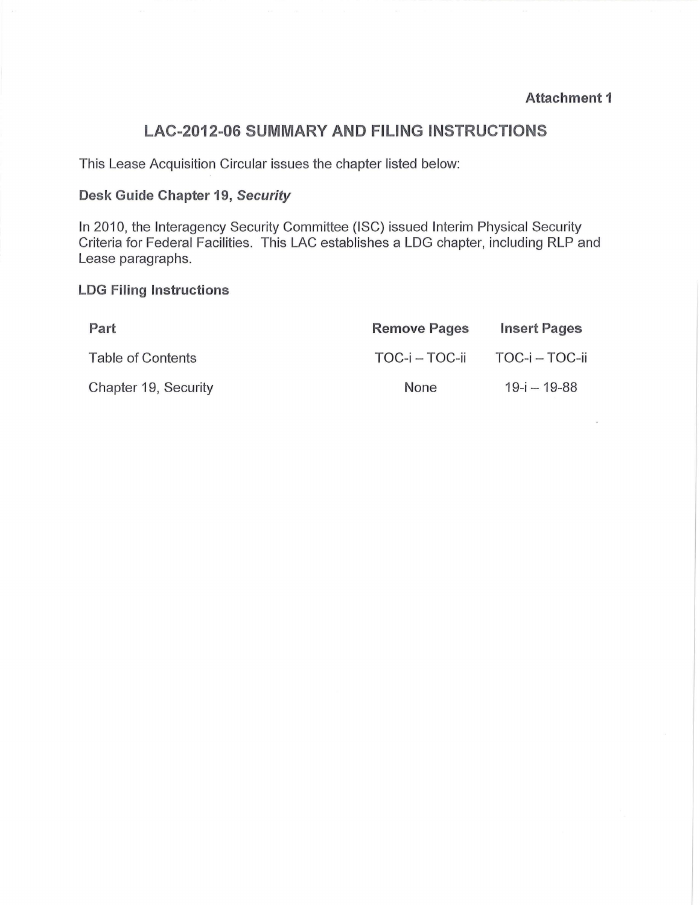**Attachment 1**

# LAC-2012-06 SUMMARY AND FILING INSTRUCTIONS

This Lease Acquisition Circular issues the chapter listed below:

### Desk Guide Chapter 19, *Security*

In 2010, the Interagency Security Committee (ISC) issued Interim Physical Security Criteria for Federal Facilities. This LAC establishes a LDG chapter, including RLP and Lease paragraphs.

### LDG Filing Instructions

| Part | Remove Pages | Insert Pages |
|---|---|---|
| Table of Contents | TOC-i – TOC-ii | TOC-i – TOC-ii |
| Chapter 19, Security | None | 19-i – 19-88 |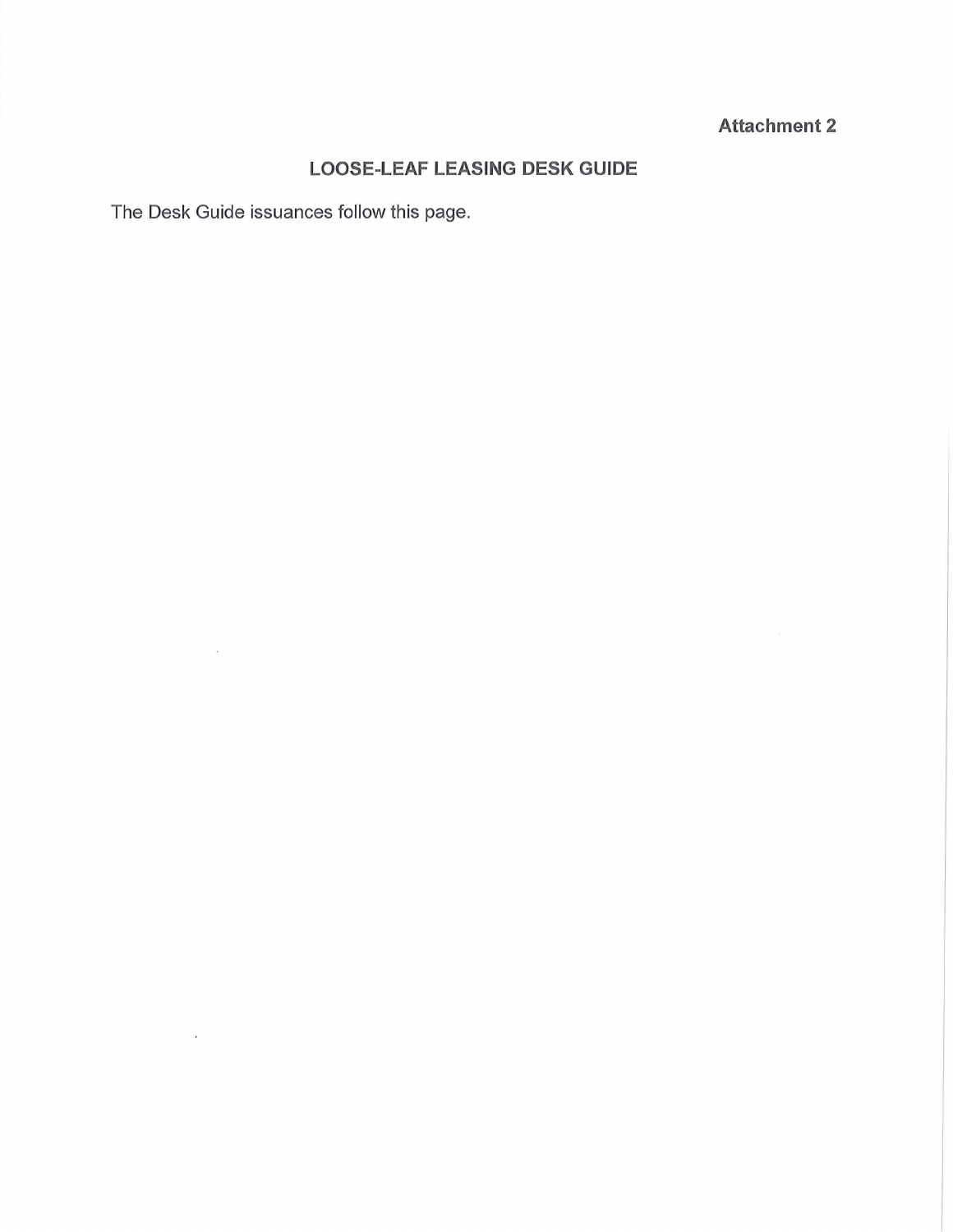**Attachment 2**

## LOOSE-LEAF LEASING DESK GUIDE

The Desk Guide issuances follow this page.